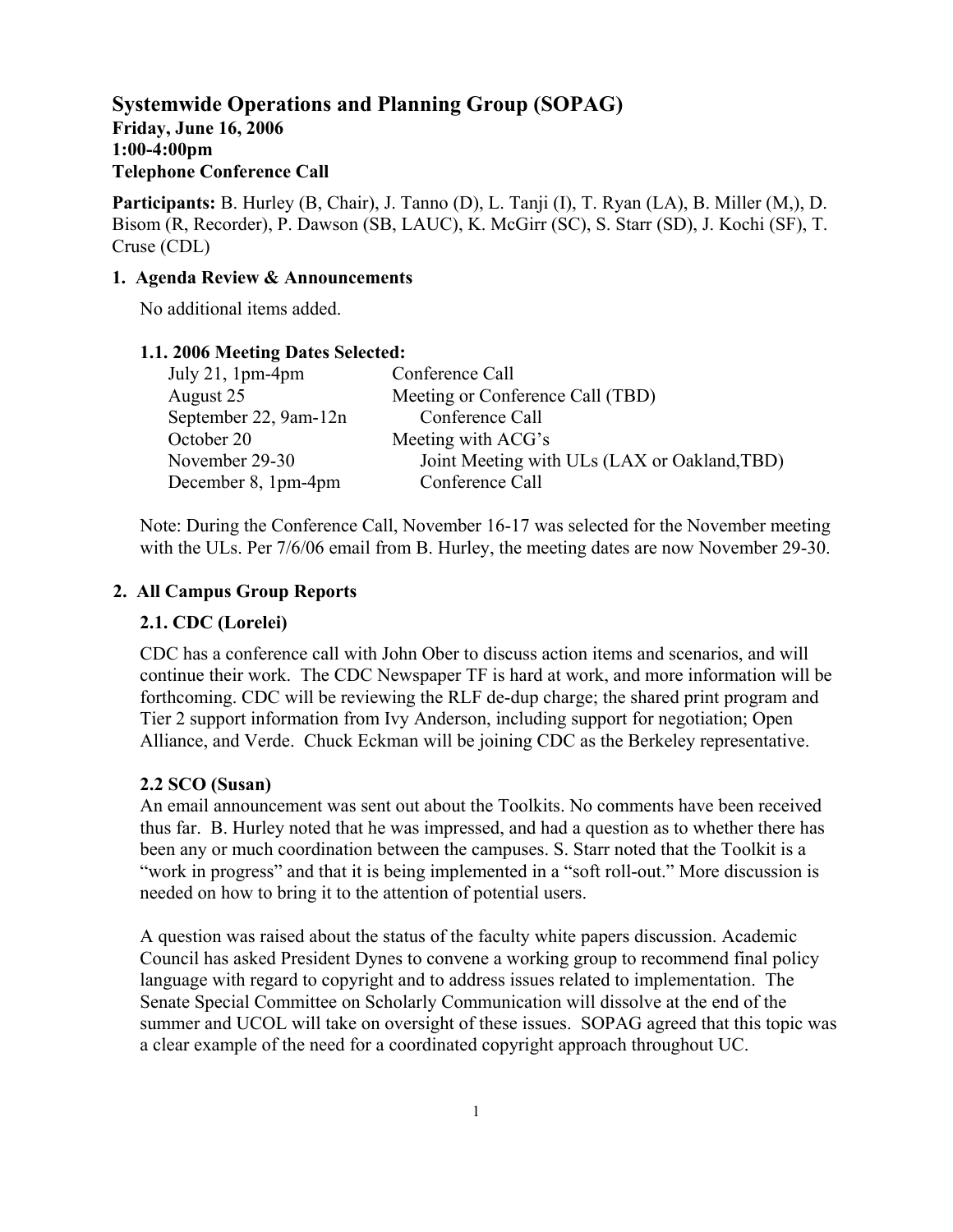# Systemwide Operations and Planning Group (SOPAG)

**Friday, June 16, 2006**
**1:00-4:00pm**
**Telephone Conference Call**

**Participants:** B. Hurley (B, Chair), J. Tanno (D), L. Tanji (I), T. Ryan (LA), B. Miller (M,), D. Bisom (R, Recorder), P. Dawson (SB, LAUC), K. McGirr (SC), S. Starr (SD), J. Kochi (SF), T. Cruse (CDL)

## 1. Agenda Review & Announcements

No additional items added.

### 1.1. 2006 Meeting Dates Selected:

| | |
|---|---|
| July 21, 1pm-4pm | Conference Call |
| August 25 | Meeting or Conference Call (TBD) |
| September 22, 9am-12n | Conference Call |
| October 20 | Meeting with ACG's |
| November 29-30 | Joint Meeting with ULs (LAX or Oakland,TBD) |
| December 8, 1pm-4pm | Conference Call |

Note: During the Conference Call, November 16-17 was selected for the November meeting with the ULs. Per 7/6/06 email from B. Hurley, the meeting dates are now November 29-30.

## 2. All Campus Group Reports

### 2.1. CDC (Lorelei)

CDC has a conference call with John Ober to discuss action items and scenarios, and will continue their work. The CDC Newspaper TF is hard at work, and more information will be forthcoming. CDC will be reviewing the RLF de-dup charge; the shared print program and Tier 2 support information from Ivy Anderson, including support for negotiation; Open Alliance, and Verde. Chuck Eckman will be joining CDC as the Berkeley representative.

### 2.2 SCO (Susan)

An email announcement was sent out about the Toolkits. No comments have been received thus far. B. Hurley noted that he was impressed, and had a question as to whether there has been any or much coordination between the campuses. S. Starr noted that the Toolkit is a "work in progress" and that it is being implemented in a "soft roll-out." More discussion is needed on how to bring it to the attention of potential users.

A question was raised about the status of the faculty white papers discussion. Academic Council has asked President Dynes to convene a working group to recommend final policy language with regard to copyright and to address issues related to implementation. The Senate Special Committee on Scholarly Communication will dissolve at the end of the summer and UCOL will take on oversight of these issues. SOPAG agreed that this topic was a clear example of the need for a coordinated copyright approach throughout UC.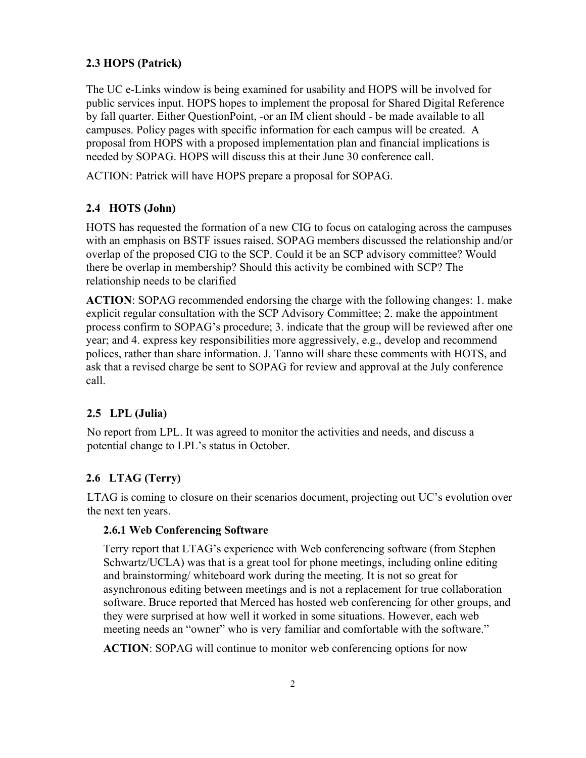### 2.3 HOPS (Patrick)

The UC e-Links window is being examined for usability and HOPS will be involved for public services input. HOPS hopes to implement the proposal for Shared Digital Reference by fall quarter. Either QuestionPoint, -or an IM client should - be made available to all campuses. Policy pages with specific information for each campus will be created. A proposal from HOPS with a proposed implementation plan and financial implications is needed by SOPAG. HOPS will discuss this at their June 30 conference call.

ACTION: Patrick will have HOPS prepare a proposal for SOPAG.

### 2.4 HOTS (John)

HOTS has requested the formation of a new CIG to focus on cataloging across the campuses with an emphasis on BSTF issues raised. SOPAG members discussed the relationship and/or overlap of the proposed CIG to the SCP. Could it be an SCP advisory committee? Would there be overlap in membership? Should this activity be combined with SCP? The relationship needs to be clarified

**ACTION**: SOPAG recommended endorsing the charge with the following changes: 1. make explicit regular consultation with the SCP Advisory Committee; 2. make the appointment process confirm to SOPAG's procedure; 3. indicate that the group will be reviewed after one year; and 4. express key responsibilities more aggressively, e.g., develop and recommend polices, rather than share information. J. Tanno will share these comments with HOTS, and ask that a revised charge be sent to SOPAG for review and approval at the July conference call.

### 2.5 LPL (Julia)

No report from LPL. It was agreed to monitor the activities and needs, and discuss a potential change to LPL's status in October.

### 2.6 LTAG (Terry)

LTAG is coming to closure on their scenarios document, projecting out UC's evolution over the next ten years.

#### 2.6.1 Web Conferencing Software

Terry report that LTAG's experience with Web conferencing software (from Stephen Schwartz/UCLA) was that is a great tool for phone meetings, including online editing and brainstorming/ whiteboard work during the meeting. It is not so great for asynchronous editing between meetings and is not a replacement for true collaboration software. Bruce reported that Merced has hosted web conferencing for other groups, and they were surprised at how well it worked in some situations. However, each web meeting needs an "owner" who is very familiar and comfortable with the software."

**ACTION**: SOPAG will continue to monitor web conferencing options for now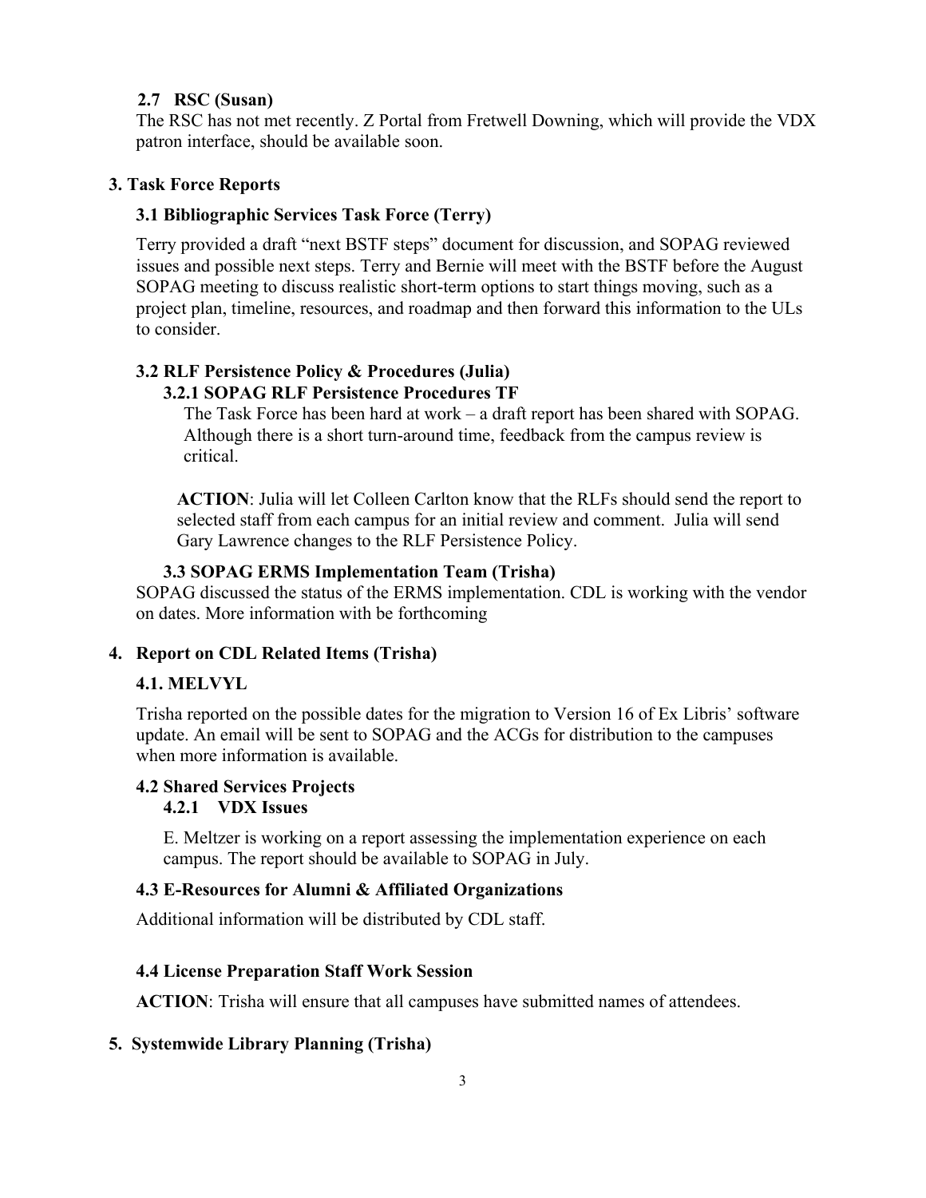### 2.7 RSC (Susan)

The RSC has not met recently. Z Portal from Fretwell Downing, which will provide the VDX patron interface, should be available soon.

## 3. Task Force Reports

### 3.1 Bibliographic Services Task Force (Terry)

Terry provided a draft "next BSTF steps" document for discussion, and SOPAG reviewed issues and possible next steps. Terry and Bernie will meet with the BSTF before the August SOPAG meeting to discuss realistic short-term options to start things moving, such as a project plan, timeline, resources, and roadmap and then forward this information to the ULs to consider.

### 3.2 RLF Persistence Policy & Procedures (Julia)

#### 3.2.1 SOPAG RLF Persistence Procedures TF

The Task Force has been hard at work – a draft report has been shared with SOPAG. Although there is a short turn-around time, feedback from the campus review is critical.

**ACTION**: Julia will let Colleen Carlton know that the RLFs should send the report to selected staff from each campus for an initial review and comment. Julia will send Gary Lawrence changes to the RLF Persistence Policy.

### 3.3 SOPAG ERMS Implementation Team (Trisha)

SOPAG discussed the status of the ERMS implementation. CDL is working with the vendor on dates. More information with be forthcoming

## 4. Report on CDL Related Items (Trisha)

### 4.1. MELVYL

Trisha reported on the possible dates for the migration to Version 16 of Ex Libris' software update. An email will be sent to SOPAG and the ACGs for distribution to the campuses when more information is available.

### 4.2 Shared Services Projects

#### 4.2.1 VDX Issues

E. Meltzer is working on a report assessing the implementation experience on each campus. The report should be available to SOPAG in July.

### 4.3 E-Resources for Alumni & Affiliated Organizations

Additional information will be distributed by CDL staff.

### 4.4 License Preparation Staff Work Session

**ACTION**: Trisha will ensure that all campuses have submitted names of attendees.

## 5. Systemwide Library Planning (Trisha)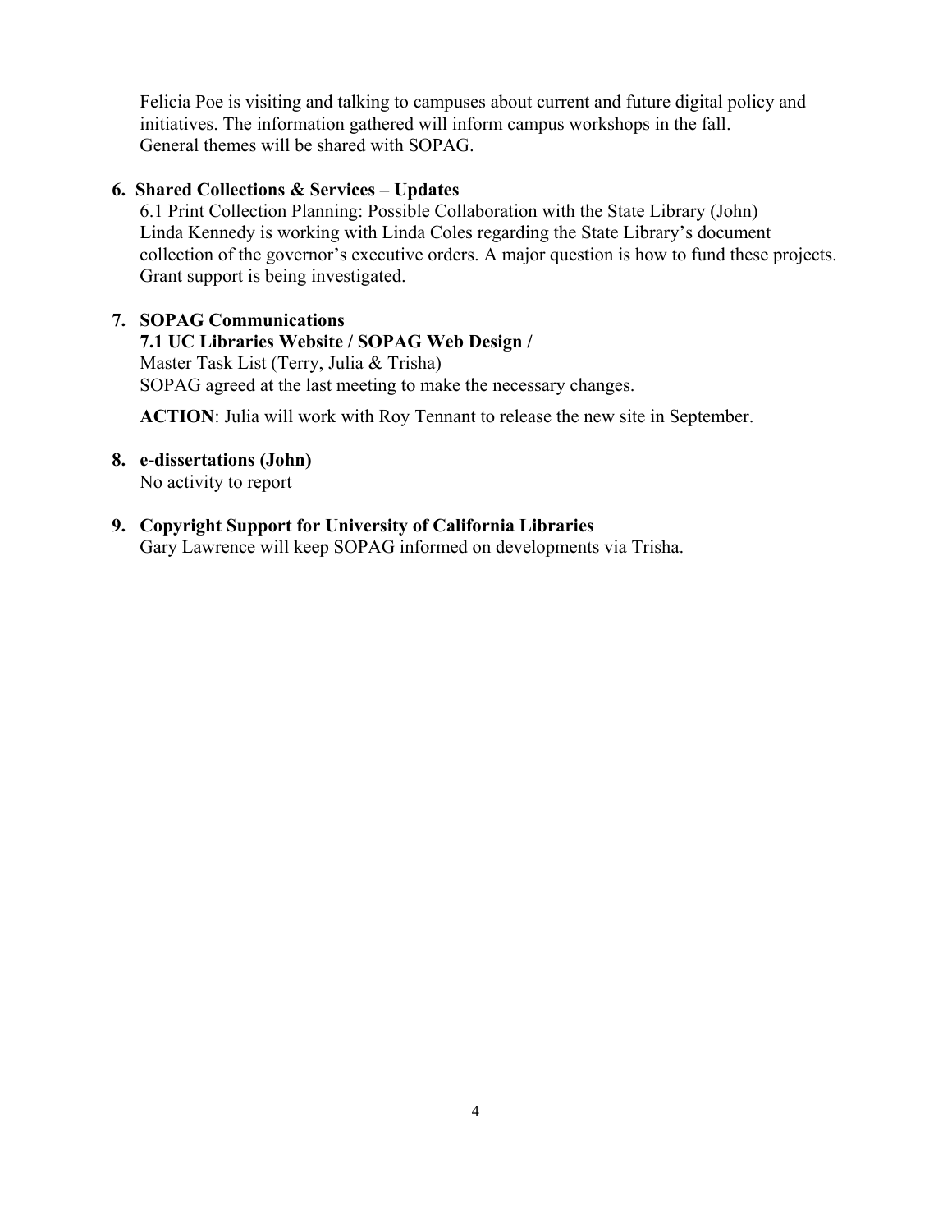Felicia Poe is visiting and talking to campuses about current and future digital policy and initiatives. The information gathered will inform campus workshops in the fall. General themes will be shared with SOPAG.

**6. Shared Collections & Services – Updates**

6.1 Print Collection Planning: Possible Collaboration with the State Library (John)
Linda Kennedy is working with Linda Coles regarding the State Library's document collection of the governor's executive orders. A major question is how to fund these projects. Grant support is being investigated.

**7. SOPAG Communications**

**7.1 UC Libraries Website / SOPAG Web Design /**
Master Task List (Terry, Julia & Trisha)
SOPAG agreed at the last meeting to make the necessary changes.

**ACTION**: Julia will work with Roy Tennant to release the new site in September.

**8. e-dissertations (John)**

No activity to report

**9. Copyright Support for University of California Libraries**

Gary Lawrence will keep SOPAG informed on developments via Trisha.